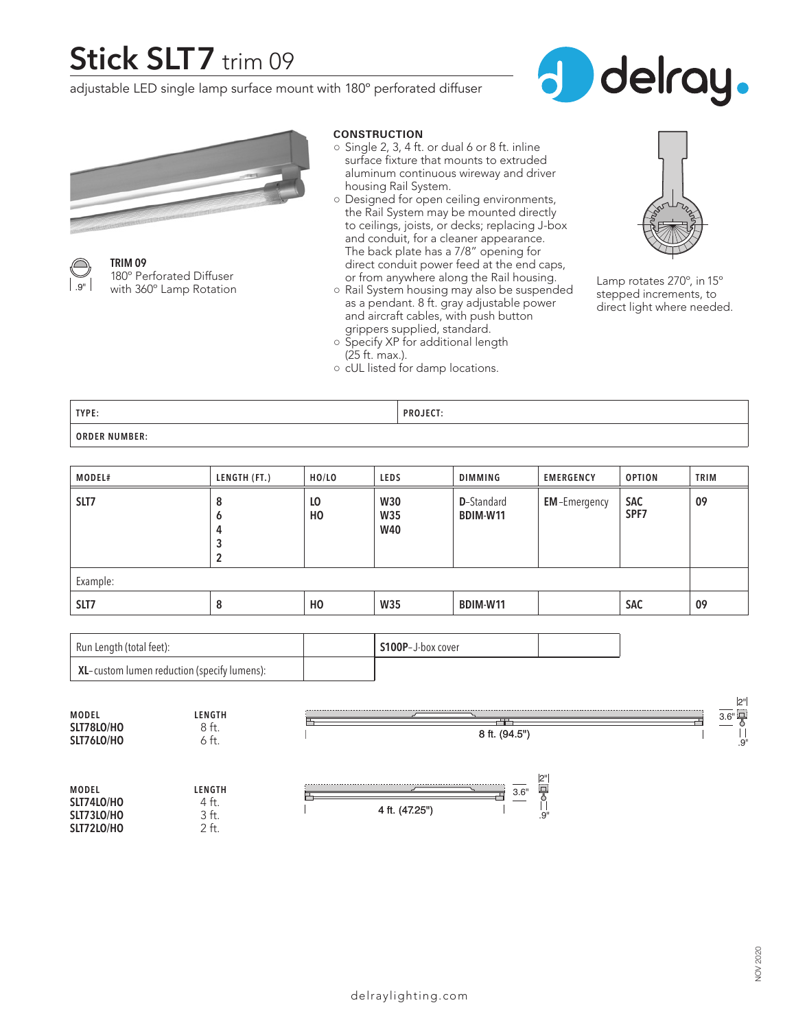# Stick SLT7 trim 09

adjustable LED single lamp surface mount with 180° perforated diffuser

delray.

**TRIM 09**
180° Perforated Diffuser
with 360° Lamp Rotation

.9"

**CONSTRUCTION**

- Single 2, 3, 4 ft. or dual 6 or 8 ft. inline surface fixture that mounts to extruded aluminum continuous wireway and driver housing Rail System.
- Designed for open ceiling environments, the Rail System may be mounted directly to ceilings, joists, or decks; replacing J-box and conduit, for a cleaner appearance. The back plate has a 7/8" opening for direct conduit power feed at the end caps, or from anywhere along the Rail housing.
- Rail System housing may also be suspended as a pendant. 8 ft. gray adjustable power and aircraft cables, with push button grippers supplied, standard.
- Specify XP for additional length (25 ft. max.).
- cUL listed for damp locations.

Lamp rotates 270°, in 15° stepped increments, to direct light where needed.

| TYPE: | PROJECT: |
|---|---|
| ORDER NUMBER: | |

| MODEL# | LENGTH (FT.) | HO/LO | LEDS | DIMMING | EMERGENCY | OPTION | TRIM |
|---|---|---|---|---|---|---|---|
| SLT7 | 8<br>6<br>4<br>3<br>2 | LO<br>HO | W30<br>W35<br>W40 | D-Standard<br>BDIM-W11 | EM-Emergency | SAC<br>SPF7 | 09 |
| Example: | | | | | | | |
| SLT7 | 8 | HO | W35 | BDIM-W11 | | SAC | 09 |

| Run Length (total feet): | | S100P–J-box cover | |
|---|---|---|---|
| XL–custom lumen reduction (specify lumens): | | | |

| MODEL | LENGTH |
|---|---|
| SLT78LO/HO | 8 ft. |
| SLT76LO/HO | 6 ft. |

8 ft. (94.5") — 2" — 3.6" — .9"

| MODEL | LENGTH |
|---|---|
| SLT74LO/HO | 4 ft. |
| SLT73LO/HO | 3 ft. |
| SLT72LO/HO | 2 ft. |

4 ft. (47.25") — 2" — 3.6" — .9"

delraylighting.com

NOV 2020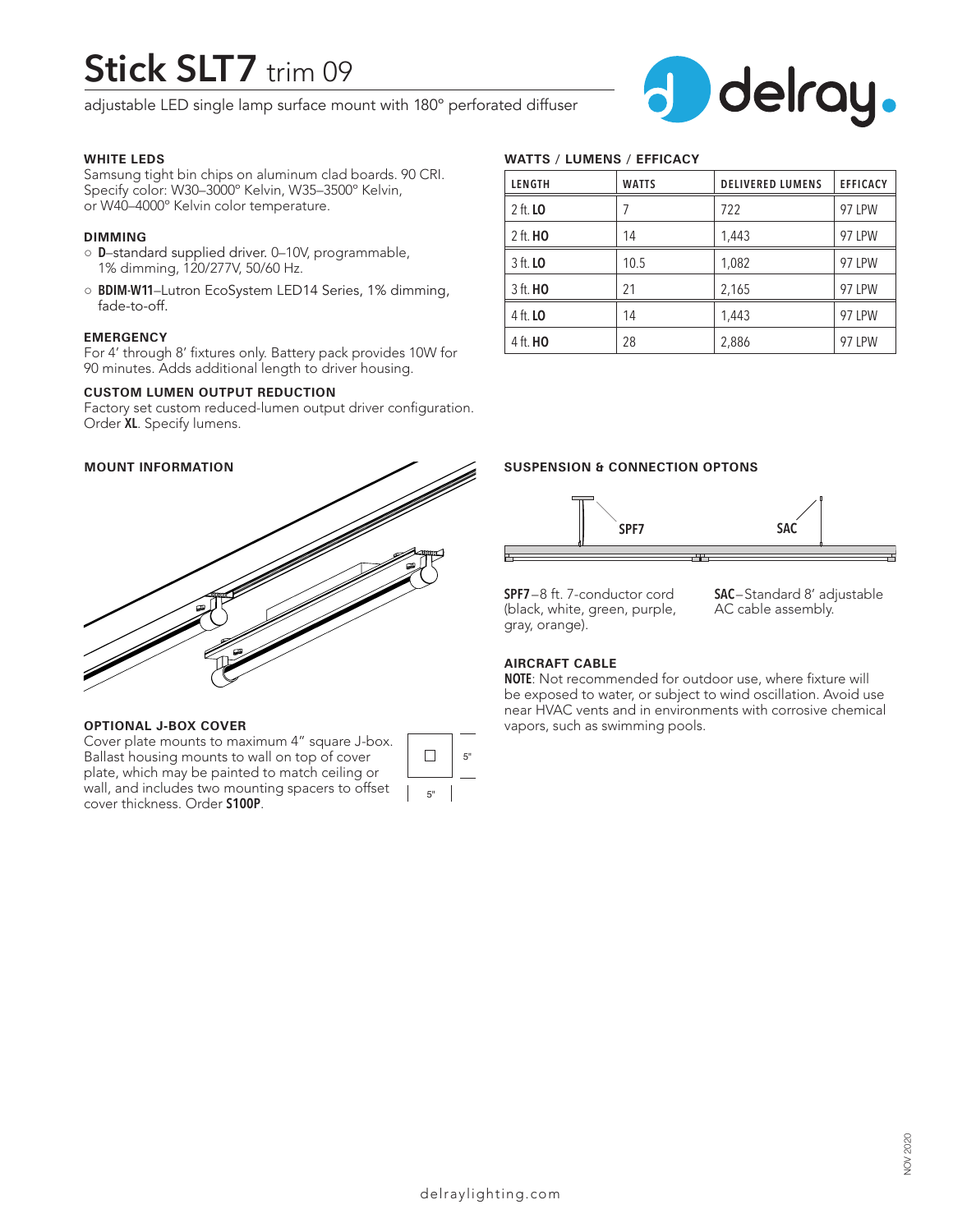# Stick SLT7 trim 09

adjustable LED single lamp surface mount with 180° perforated diffuser

delray.

### WHITE LEDS

Samsung tight bin chips on aluminum clad boards. 90 CRI. Specify color: W30–3000° Kelvin, W35–3500° Kelvin, or W40–4000° Kelvin color temperature.

### DIMMING

- **D**–standard supplied driver. 0–10V, programmable, 1% dimming, 120/277V, 50/60 Hz.
- **BDIM-W11**–Lutron EcoSystem LED14 Series, 1% dimming, fade-to-off.

### EMERGENCY

For 4' through 8' fixtures only. Battery pack provides 10W for 90 minutes. Adds additional length to driver housing.

### CUSTOM LUMEN OUTPUT REDUCTION

Factory set custom reduced-lumen output driver configuration. Order **XL**. Specify lumens.

### WATTS / LUMENS / EFFICACY

| LENGTH | WATTS | DELIVERED LUMENS | EFFICACY |
|---|---|---|---|
| 2 ft. **LO** | 7 | 722 | 97 LPW |
| 2 ft. **HO** | 14 | 1,443 | 97 LPW |
| 3 ft. **LO** | 10.5 | 1,082 | 97 LPW |
| 3 ft. **HO** | 21 | 2,165 | 97 LPW |
| 4 ft. **LO** | 14 | 1,443 | 97 LPW |
| 4 ft. **HO** | 28 | 2,886 | 97 LPW |

### MOUNT INFORMATION

### SUSPENSION & CONNECTION OPTONS

SPF7

SAC

**SPF7**–8 ft. 7-conductor cord (black, white, green, purple, gray, orange).

**SAC**–Standard 8' adjustable AC cable assembly.

### AIRCRAFT CABLE

**NOTE**: Not recommended for outdoor use, where fixture will be exposed to water, or subject to wind oscillation. Avoid use near HVAC vents and in environments with corrosive chemical vapors, such as swimming pools.

### OPTIONAL J-BOX COVER

Cover plate mounts to maximum 4" square J-box. Ballast housing mounts to wall on top of cover plate, which may be painted to match ceiling or wall, and includes two mounting spacers to offset cover thickness. Order **S100P**.

5"

5"

NOV 2020

delraylighting.com